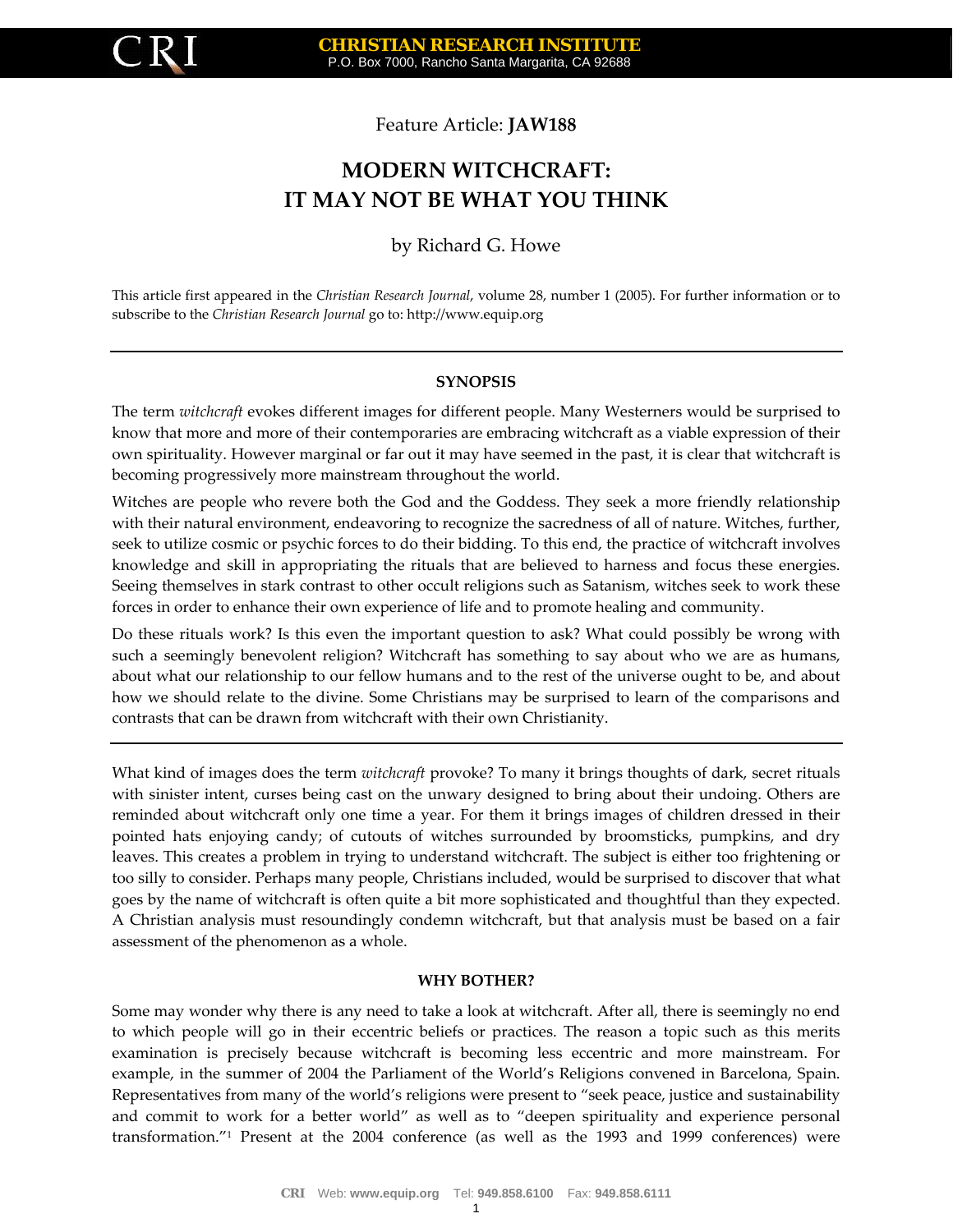Feature Article: **JAW188**

# MODERN WITCHCRAFT: IT MAY NOT BE WHAT YOU THINK

by Richard G. Howe

This article first appeared in the *Christian Research Journal*, volume 28, number 1 (2005). For further information or to subscribe to the *Christian Research Journal* go to: http://www.equip.org

---

## SYNOPSIS

The term *witchcraft* evokes different images for different people. Many Westerners would be surprised to know that more and more of their contemporaries are embracing witchcraft as a viable expression of their own spirituality. However marginal or far out it may have seemed in the past, it is clear that witchcraft is becoming progressively more mainstream throughout the world.

Witches are people who revere both the God and the Goddess. They seek a more friendly relationship with their natural environment, endeavoring to recognize the sacredness of all of nature. Witches, further, seek to utilize cosmic or psychic forces to do their bidding. To this end, the practice of witchcraft involves knowledge and skill in appropriating the rituals that are believed to harness and focus these energies. Seeing themselves in stark contrast to other occult religions such as Satanism, witches seek to work these forces in order to enhance their own experience of life and to promote healing and community.

Do these rituals work? Is this even the important question to ask? What could possibly be wrong with such a seemingly benevolent religion? Witchcraft has something to say about who we are as humans, about what our relationship to our fellow humans and to the rest of the universe ought to be, and about how we should relate to the divine. Some Christians may be surprised to learn of the comparisons and contrasts that can be drawn from witchcraft with their own Christianity.

---

What kind of images does the term *witchcraft* provoke? To many it brings thoughts of dark, secret rituals with sinister intent, curses being cast on the unwary designed to bring about their undoing. Others are reminded about witchcraft only one time a year. For them it brings images of children dressed in their pointed hats enjoying candy; of cutouts of witches surrounded by broomsticks, pumpkins, and dry leaves. This creates a problem in trying to understand witchcraft. The subject is either too frightening or too silly to consider. Perhaps many people, Christians included, would be surprised to discover that what goes by the name of witchcraft is often quite a bit more sophisticated and thoughtful than they expected. A Christian analysis must resoundingly condemn witchcraft, but that analysis must be based on a fair assessment of the phenomenon as a whole.

## WHY BOTHER?

Some may wonder why there is any need to take a look at witchcraft. After all, there is seemingly no end to which people will go in their eccentric beliefs or practices. The reason a topic such as this merits examination is precisely because witchcraft is becoming less eccentric and more mainstream. For example, in the summer of 2004 the Parliament of the World's Religions convened in Barcelona, Spain. Representatives from many of the world's religions were present to "seek peace, justice and sustainability and commit to work for a better world" as well as to "deepen spirituality and experience personal transformation."[1] Present at the 2004 conference (as well as the 1993 and 1999 conferences) were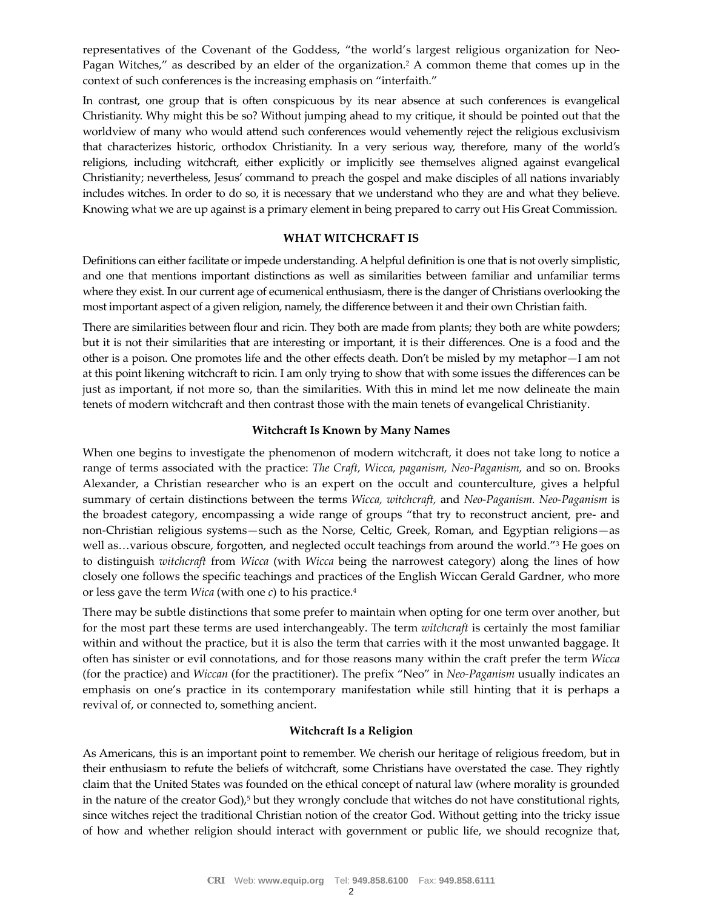representatives of the Covenant of the Goddess, "the world's largest religious organization for Neo-Pagan Witches," as described by an elder of the organization.[2] A common theme that comes up in the context of such conferences is the increasing emphasis on "interfaith."

In contrast, one group that is often conspicuous by its near absence at such conferences is evangelical Christianity. Why might this be so? Without jumping ahead to my critique, it should be pointed out that the worldview of many who would attend such conferences would vehemently reject the religious exclusivism that characterizes historic, orthodox Christianity. In a very serious way, therefore, many of the world's religions, including witchcraft, either explicitly or implicitly see themselves aligned against evangelical Christianity; nevertheless, Jesus' command to preach the gospel and make disciples of all nations invariably includes witches. In order to do so, it is necessary that we understand who they are and what they believe. Knowing what we are up against is a primary element in being prepared to carry out His Great Commission.

## WHAT WITCHCRAFT IS

Definitions can either facilitate or impede understanding. A helpful definition is one that is not overly simplistic, and one that mentions important distinctions as well as similarities between familiar and unfamiliar terms where they exist. In our current age of ecumenical enthusiasm, there is the danger of Christians overlooking the most important aspect of a given religion, namely, the difference between it and their own Christian faith.

There are similarities between flour and ricin. They both are made from plants; they both are white powders; but it is not their similarities that are interesting or important, it is their differences. One is a food and the other is a poison. One promotes life and the other effects death. Don't be misled by my metaphor—I am not at this point likening witchcraft to ricin. I am only trying to show that with some issues the differences can be just as important, if not more so, than the similarities. With this in mind let me now delineate the main tenets of modern witchcraft and then contrast those with the main tenets of evangelical Christianity.

### Witchcraft Is Known by Many Names

When one begins to investigate the phenomenon of modern witchcraft, it does not take long to notice a range of terms associated with the practice: *The Craft, Wicca, paganism, Neo-Paganism,* and so on. Brooks Alexander, a Christian researcher who is an expert on the occult and counterculture, gives a helpful summary of certain distinctions between the terms *Wicca, witchcraft,* and *Neo-Paganism. Neo-Paganism* is the broadest category, encompassing a wide range of groups "that try to reconstruct ancient, pre- and non-Christian religious systems—such as the Norse, Celtic, Greek, Roman, and Egyptian religions—as well as…various obscure, forgotten, and neglected occult teachings from around the world."[3] He goes on to distinguish *witchcraft* from *Wicca* (with *Wicca* being the narrowest category) along the lines of how closely one follows the specific teachings and practices of the English Wiccan Gerald Gardner, who more or less gave the term *Wica* (with one *c*) to his practice.[4]

There may be subtle distinctions that some prefer to maintain when opting for one term over another, but for the most part these terms are used interchangeably. The term *witchcraft* is certainly the most familiar within and without the practice, but it is also the term that carries with it the most unwanted baggage. It often has sinister or evil connotations, and for those reasons many within the craft prefer the term *Wicca* (for the practice) and *Wiccan* (for the practitioner). The prefix "Neo" in *Neo-Paganism* usually indicates an emphasis on one's practice in its contemporary manifestation while still hinting that it is perhaps a revival of, or connected to, something ancient.

### Witchcraft Is a Religion

As Americans, this is an important point to remember. We cherish our heritage of religious freedom, but in their enthusiasm to refute the beliefs of witchcraft, some Christians have overstated the case. They rightly claim that the United States was founded on the ethical concept of natural law (where morality is grounded in the nature of the creator God),[5] but they wrongly conclude that witches do not have constitutional rights, since witches reject the traditional Christian notion of the creator God. Without getting into the tricky issue of how and whether religion should interact with government or public life, we should recognize that,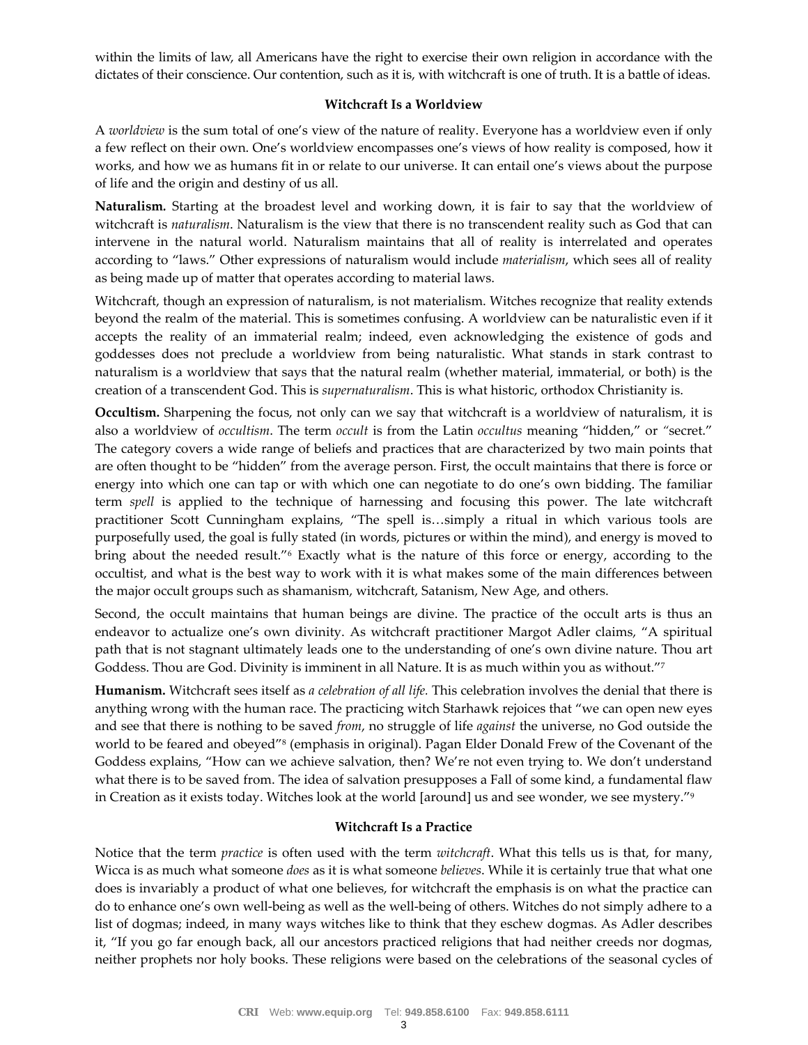within the limits of law, all Americans have the right to exercise their own religion in accordance with the dictates of their conscience. Our contention, such as it is, with witchcraft is one of truth. It is a battle of ideas.

### Witchcraft Is a Worldview

A *worldview* is the sum total of one's view of the nature of reality. Everyone has a worldview even if only a few reflect on their own. One's worldview encompasses one's views of how reality is composed, how it works, and how we as humans fit in or relate to our universe. It can entail one's views about the purpose of life and the origin and destiny of us all.

**Naturalism.** Starting at the broadest level and working down, it is fair to say that the worldview of witchcraft is *naturalism*. Naturalism is the view that there is no transcendent reality such as God that can intervene in the natural world. Naturalism maintains that all of reality is interrelated and operates according to "laws." Other expressions of naturalism would include *materialism*, which sees all of reality as being made up of matter that operates according to material laws.

Witchcraft, though an expression of naturalism, is not materialism. Witches recognize that reality extends beyond the realm of the material. This is sometimes confusing. A worldview can be naturalistic even if it accepts the reality of an immaterial realm; indeed, even acknowledging the existence of gods and goddesses does not preclude a worldview from being naturalistic. What stands in stark contrast to naturalism is a worldview that says that the natural realm (whether material, immaterial, or both) is the creation of a transcendent God. This is *supernaturalism*. This is what historic, orthodox Christianity is.

**Occultism.** Sharpening the focus, not only can we say that witchcraft is a worldview of naturalism, it is also a worldview of *occultism*. The term *occult* is from the Latin *occultus* meaning "hidden," or "secret." The category covers a wide range of beliefs and practices that are characterized by two main points that are often thought to be "hidden" from the average person. First, the occult maintains that there is force or energy into which one can tap or with which one can negotiate to do one's own bidding. The familiar term *spell* is applied to the technique of harnessing and focusing this power. The late witchcraft practitioner Scott Cunningham explains, "The spell is…simply a ritual in which various tools are purposefully used, the goal is fully stated (in words, pictures or within the mind), and energy is moved to bring about the needed result."[6] Exactly what is the nature of this force or energy, according to the occultist, and what is the best way to work with it is what makes some of the main differences between the major occult groups such as shamanism, witchcraft, Satanism, New Age, and others.

Second, the occult maintains that human beings are divine. The practice of the occult arts is thus an endeavor to actualize one's own divinity. As witchcraft practitioner Margot Adler claims, "A spiritual path that is not stagnant ultimately leads one to the understanding of one's own divine nature. Thou art Goddess. Thou are God. Divinity is imminent in all Nature. It is as much within you as without."[7]

**Humanism.** Witchcraft sees itself as *a celebration of all life.* This celebration involves the denial that there is anything wrong with the human race. The practicing witch Starhawk rejoices that "we can open new eyes and see that there is nothing to be saved *from*, no struggle of life *against* the universe, no God outside the world to be feared and obeyed"[8] (emphasis in original). Pagan Elder Donald Frew of the Covenant of the Goddess explains, "How can we achieve salvation, then? We're not even trying to. We don't understand what there is to be saved from. The idea of salvation presupposes a Fall of some kind, a fundamental flaw in Creation as it exists today. Witches look at the world [around] us and see wonder, we see mystery."[9]

### Witchcraft Is a Practice

Notice that the term *practice* is often used with the term *witchcraft*. What this tells us is that, for many, Wicca is as much what someone *does* as it is what someone *believes*. While it is certainly true that what one does is invariably a product of what one believes, for witchcraft the emphasis is on what the practice can do to enhance one's own well-being as well as the well-being of others. Witches do not simply adhere to a list of dogmas; indeed, in many ways witches like to think that they eschew dogmas. As Adler describes it, "If you go far enough back, all our ancestors practiced religions that had neither creeds nor dogmas, neither prophets nor holy books. These religions were based on the celebrations of the seasonal cycles of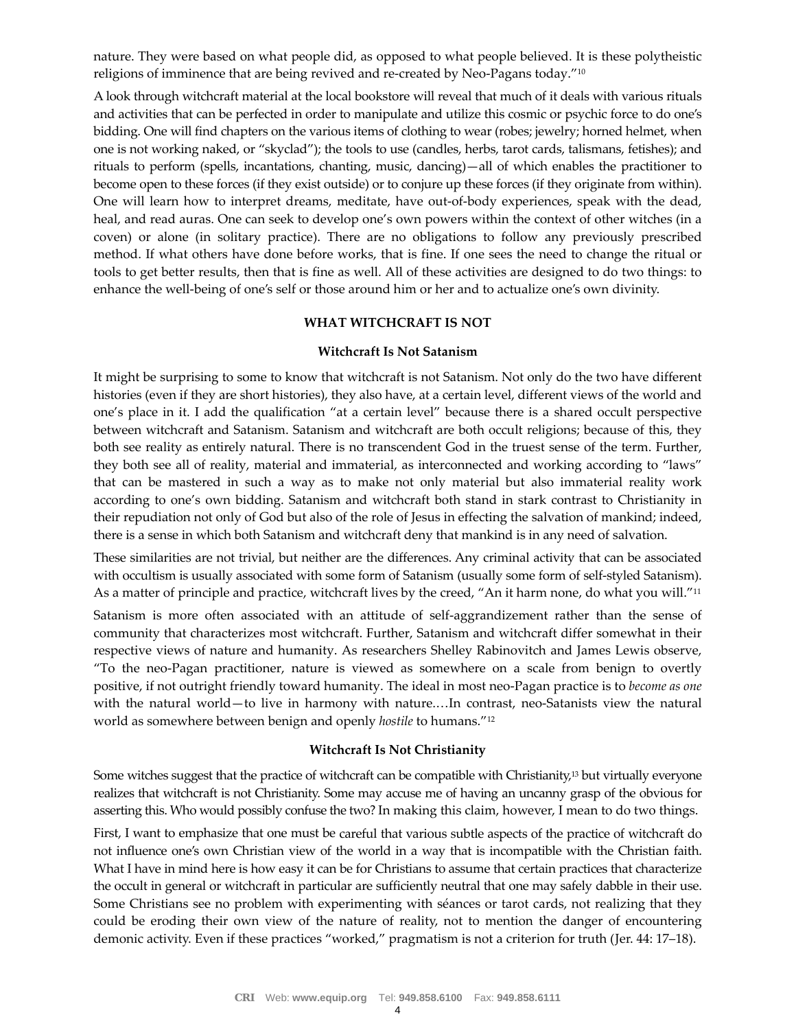nature. They were based on what people did, as opposed to what people believed. It is these polytheistic religions of imminence that are being revived and re-created by Neo-Pagans today."[10]

A look through witchcraft material at the local bookstore will reveal that much of it deals with various rituals and activities that can be perfected in order to manipulate and utilize this cosmic or psychic force to do one's bidding. One will find chapters on the various items of clothing to wear (robes; jewelry; horned helmet, when one is not working naked, or "skyclad"); the tools to use (candles, herbs, tarot cards, talismans, fetishes); and rituals to perform (spells, incantations, chanting, music, dancing)—all of which enables the practitioner to become open to these forces (if they exist outside) or to conjure up these forces (if they originate from within). One will learn how to interpret dreams, meditate, have out-of-body experiences, speak with the dead, heal, and read auras. One can seek to develop one's own powers within the context of other witches (in a coven) or alone (in solitary practice). There are no obligations to follow any previously prescribed method. If what others have done before works, that is fine. If one sees the need to change the ritual or tools to get better results, then that is fine as well. All of these activities are designed to do two things: to enhance the well-being of one's self or those around him or her and to actualize one's own divinity.

## WHAT WITCHCRAFT IS NOT

### Witchcraft Is Not Satanism

It might be surprising to some to know that witchcraft is not Satanism. Not only do the two have different histories (even if they are short histories), they also have, at a certain level, different views of the world and one's place in it. I add the qualification "at a certain level" because there is a shared occult perspective between witchcraft and Satanism. Satanism and witchcraft are both occult religions; because of this, they both see reality as entirely natural. There is no transcendent God in the truest sense of the term. Further, they both see all of reality, material and immaterial, as interconnected and working according to "laws" that can be mastered in such a way as to make not only material but also immaterial reality work according to one's own bidding. Satanism and witchcraft both stand in stark contrast to Christianity in their repudiation not only of God but also of the role of Jesus in effecting the salvation of mankind; indeed, there is a sense in which both Satanism and witchcraft deny that mankind is in any need of salvation.

These similarities are not trivial, but neither are the differences. Any criminal activity that can be associated with occultism is usually associated with some form of Satanism (usually some form of self-styled Satanism). As a matter of principle and practice, witchcraft lives by the creed, "An it harm none, do what you will."[11]

Satanism is more often associated with an attitude of self-aggrandizement rather than the sense of community that characterizes most witchcraft. Further, Satanism and witchcraft differ somewhat in their respective views of nature and humanity. As researchers Shelley Rabinovitch and James Lewis observe, "To the neo-Pagan practitioner, nature is viewed as somewhere on a scale from benign to overtly positive, if not outright friendly toward humanity. The ideal in most neo-Pagan practice is to *become as one* with the natural world—to live in harmony with nature.…In contrast, neo-Satanists view the natural world as somewhere between benign and openly *hostile* to humans."[12]

### Witchcraft Is Not Christianity

Some witches suggest that the practice of witchcraft can be compatible with Christianity,[13] but virtually everyone realizes that witchcraft is not Christianity. Some may accuse me of having an uncanny grasp of the obvious for asserting this. Who would possibly confuse the two? In making this claim, however, I mean to do two things.

First, I want to emphasize that one must be careful that various subtle aspects of the practice of witchcraft do not influence one's own Christian view of the world in a way that is incompatible with the Christian faith. What I have in mind here is how easy it can be for Christians to assume that certain practices that characterize the occult in general or witchcraft in particular are sufficiently neutral that one may safely dabble in their use. Some Christians see no problem with experimenting with séances or tarot cards, not realizing that they could be eroding their own view of the nature of reality, not to mention the danger of encountering demonic activity. Even if these practices "worked," pragmatism is not a criterion for truth (Jer. 44: 17–18).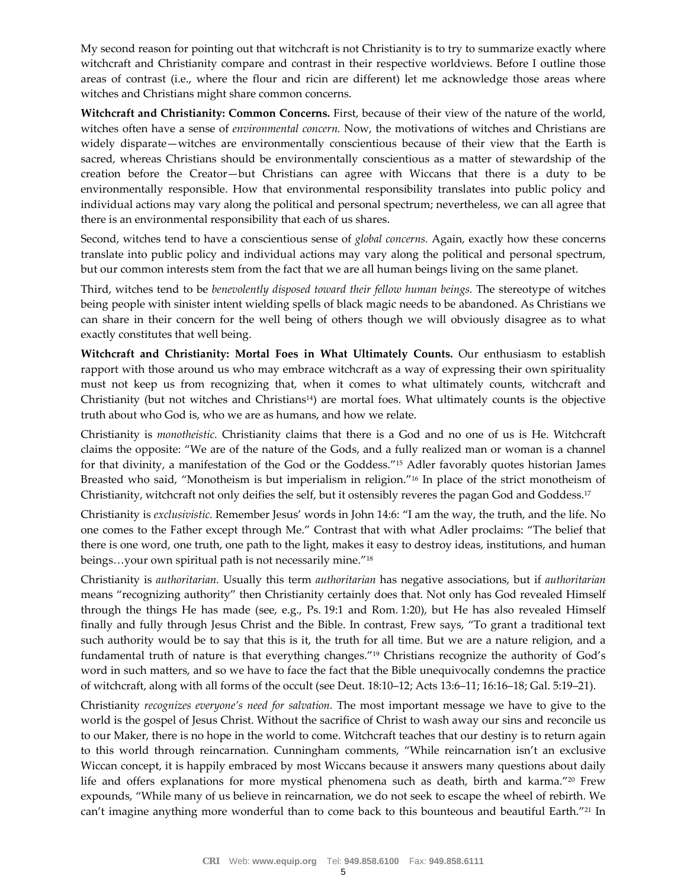My second reason for pointing out that witchcraft is not Christianity is to try to summarize exactly where witchcraft and Christianity compare and contrast in their respective worldviews. Before I outline those areas of contrast (i.e., where the flour and ricin are different) let me acknowledge those areas where witches and Christians might share common concerns.

**Witchcraft and Christianity: Common Concerns.** First, because of their view of the nature of the world, witches often have a sense of *environmental concern.* Now, the motivations of witches and Christians are widely disparate—witches are environmentally conscientious because of their view that the Earth is sacred, whereas Christians should be environmentally conscientious as a matter of stewardship of the creation before the Creator—but Christians can agree with Wiccans that there is a duty to be environmentally responsible. How that environmental responsibility translates into public policy and individual actions may vary along the political and personal spectrum; nevertheless, we can all agree that there is an environmental responsibility that each of us shares.

Second, witches tend to have a conscientious sense of *global concerns.* Again, exactly how these concerns translate into public policy and individual actions may vary along the political and personal spectrum, but our common interests stem from the fact that we are all human beings living on the same planet.

Third, witches tend to be *benevolently disposed toward their fellow human beings.* The stereotype of witches being people with sinister intent wielding spells of black magic needs to be abandoned. As Christians we can share in their concern for the well being of others though we will obviously disagree as to what exactly constitutes that well being.

**Witchcraft and Christianity: Mortal Foes in What Ultimately Counts.** Our enthusiasm to establish rapport with those around us who may embrace witchcraft as a way of expressing their own spirituality must not keep us from recognizing that, when it comes to what ultimately counts, witchcraft and Christianity (but not witches and Christians[14]) are mortal foes. What ultimately counts is the objective truth about who God is, who we are as humans, and how we relate.

Christianity is *monotheistic.* Christianity claims that there is a God and no one of us is He. Witchcraft claims the opposite: "We are of the nature of the Gods, and a fully realized man or woman is a channel for that divinity, a manifestation of the God or the Goddess."[15] Adler favorably quotes historian James Breasted who said, "Monotheism is but imperialism in religion."[16] In place of the strict monotheism of Christianity, witchcraft not only deifies the self, but it ostensibly reveres the pagan God and Goddess.[17]

Christianity is *exclusivistic.* Remember Jesus' words in John 14:6: "I am the way, the truth, and the life. No one comes to the Father except through Me." Contrast that with what Adler proclaims: "The belief that there is one word, one truth, one path to the light, makes it easy to destroy ideas, institutions, and human beings…your own spiritual path is not necessarily mine."[18]

Christianity is *authoritarian.* Usually this term *authoritarian* has negative associations, but if *authoritarian* means "recognizing authority" then Christianity certainly does that. Not only has God revealed Himself through the things He has made (see, e.g., Ps. 19:1 and Rom. 1:20), but He has also revealed Himself finally and fully through Jesus Christ and the Bible. In contrast, Frew says, "To grant a traditional text such authority would be to say that this is it, the truth for all time. But we are a nature religion, and a fundamental truth of nature is that everything changes."[19] Christians recognize the authority of God's word in such matters, and so we have to face the fact that the Bible unequivocally condemns the practice of witchcraft, along with all forms of the occult (see Deut. 18:10–12; Acts 13:6–11; 16:16–18; Gal. 5:19–21).

Christianity *recognizes everyone's need for salvation.* The most important message we have to give to the world is the gospel of Jesus Christ. Without the sacrifice of Christ to wash away our sins and reconcile us to our Maker, there is no hope in the world to come. Witchcraft teaches that our destiny is to return again to this world through reincarnation. Cunningham comments, "While reincarnation isn't an exclusive Wiccan concept, it is happily embraced by most Wiccans because it answers many questions about daily life and offers explanations for more mystical phenomena such as death, birth and karma."[20] Frew expounds, "While many of us believe in reincarnation, we do not seek to escape the wheel of rebirth. We can't imagine anything more wonderful than to come back to this bounteous and beautiful Earth."[21] In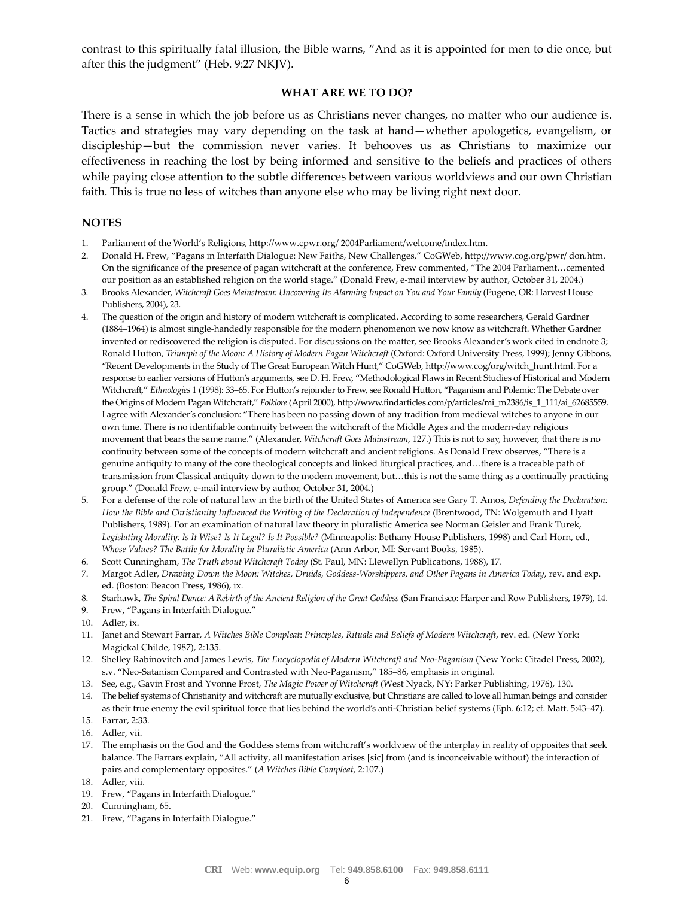contrast to this spiritually fatal illusion, the Bible warns, "And as it is appointed for men to die once, but after this the judgment" (Heb. 9:27 NKJV).

### WHAT ARE WE TO DO?

There is a sense in which the job before us as Christians never changes, no matter who our audience is. Tactics and strategies may vary depending on the task at hand—whether apologetics, evangelism, or discipleship—but the commission never varies. It behooves us as Christians to maximize our effectiveness in reaching the lost by being informed and sensitive to the beliefs and practices of others while paying close attention to the subtle differences between various worldviews and our own Christian faith. This is true no less of witches than anyone else who may be living right next door.

## NOTES

1. Parliament of the World's Religions, http://www.cpwr.org/ 2004Parliament/welcome/index.htm.
2. Donald H. Frew, "Pagans in Interfaith Dialogue: New Faiths, New Challenges," CoGWeb, http://www.cog.org/pwr/ don.htm. On the significance of the presence of pagan witchcraft at the conference, Frew commented, "The 2004 Parliament…cemented our position as an established religion on the world stage." (Donald Frew, e-mail interview by author, October 31, 2004.)
3. Brooks Alexander, *Witchcraft Goes Mainstream: Uncovering Its Alarming Impact on You and Your Family* (Eugene, OR: Harvest House Publishers, 2004), 23.
4. The question of the origin and history of modern witchcraft is complicated. According to some researchers, Gerald Gardner (1884–1964) is almost single-handedly responsible for the modern phenomenon we now know as witchcraft. Whether Gardner invented or rediscovered the religion is disputed. For discussions on the matter, see Brooks Alexander's work cited in endnote 3; Ronald Hutton, *Triumph of the Moon: A History of Modern Pagan Witchcraft* (Oxford: Oxford University Press, 1999); Jenny Gibbons, "Recent Developments in the Study of The Great European Witch Hunt," CoGWeb, http://www.cog/org/witch_hunt.html. For a response to earlier versions of Hutton's arguments, see D. H. Frew, "Methodological Flaws in Recent Studies of Historical and Modern Witchcraft," *Ethnologies* 1 (1998): 33–65. For Hutton's rejoinder to Frew, see Ronald Hutton, "Paganism and Polemic: The Debate over the Origins of Modern Pagan Witchcraft," *Folklore* (April 2000), http://www.findarticles.com/p/articles/mi_m2386/is_1_111/ai_62685559. I agree with Alexander's conclusion: "There has been no passing down of any tradition from medieval witches to anyone in our own time. There is no identifiable continuity between the witchcraft of the Middle Ages and the modern-day religious movement that bears the same name." (Alexander, *Witchcraft Goes Mainstream*, 127.) This is not to say, however, that there is no continuity between some of the concepts of modern witchcraft and ancient religions. As Donald Frew observes, "There is a genuine antiquity to many of the core theological concepts and linked liturgical practices, and…there is a traceable path of transmission from Classical antiquity down to the modern movement, but…this is not the same thing as a continually practicing group." (Donald Frew, e-mail interview by author, October 31, 2004.)
5. For a defense of the role of natural law in the birth of the United States of America see Gary T. Amos, *Defending the Declaration: How the Bible and Christianity Influenced the Writing of the Declaration of Independence* (Brentwood, TN: Wolgemuth and Hyatt Publishers, 1989). For an examination of natural law theory in pluralistic America see Norman Geisler and Frank Turek, *Legislating Morality: Is It Wise? Is It Legal? Is It Possible?* (Minneapolis: Bethany House Publishers, 1998) and Carl Horn, ed., *Whose Values? The Battle for Morality in Pluralistic America* (Ann Arbor, MI: Servant Books, 1985).
6. Scott Cunningham, *The Truth about Witchcraft Today* (St. Paul, MN: Llewellyn Publications, 1988), 17.
7. Margot Adler, *Drawing Down the Moon: Witches, Druids, Goddess-Worshippers, and Other Pagans in America Today*, rev. and exp. ed. (Boston: Beacon Press, 1986), ix.
8. Starhawk, *The Spiral Dance: A Rebirth of the Ancient Religion of the Great Goddess* (San Francisco: Harper and Row Publishers, 1979), 14.
9. Frew, "Pagans in Interfaith Dialogue."
10. Adler, ix.
11. Janet and Stewart Farrar, *A Witches Bible Compleat*: *Principles, Rituals and Beliefs of Modern Witchcraft*, rev. ed. (New York: Magickal Childe, 1987), 2:135.
12. Shelley Rabinovitch and James Lewis, *The Encyclopedia of Modern Witchcraft and Neo-Paganism* (New York: Citadel Press, 2002), s.v. "Neo-Satanism Compared and Contrasted with Neo-Paganism," 185–86, emphasis in original.
13. See, e.g., Gavin Frost and Yvonne Frost, *The Magic Power of Witchcraft* (West Nyack, NY: Parker Publishing, 1976), 130.
14. The belief systems of Christianity and witchcraft are mutually exclusive, but Christians are called to love all human beings and consider as their true enemy the evil spiritual force that lies behind the world's anti-Christian belief systems (Eph. 6:12; cf. Matt. 5:43–47).
15. Farrar, 2:33.
16. Adler, vii.
17. The emphasis on the God and the Goddess stems from witchcraft's worldview of the interplay in reality of opposites that seek balance. The Farrars explain, "All activity, all manifestation arises [sic] from (and is inconceivable without) the interaction of pairs and complementary opposites." (*A Witches Bible Compleat*, 2:107.)
18. Adler, viii.
19. Frew, "Pagans in Interfaith Dialogue."
20. Cunningham, 65.
21. Frew, "Pagans in Interfaith Dialogue."